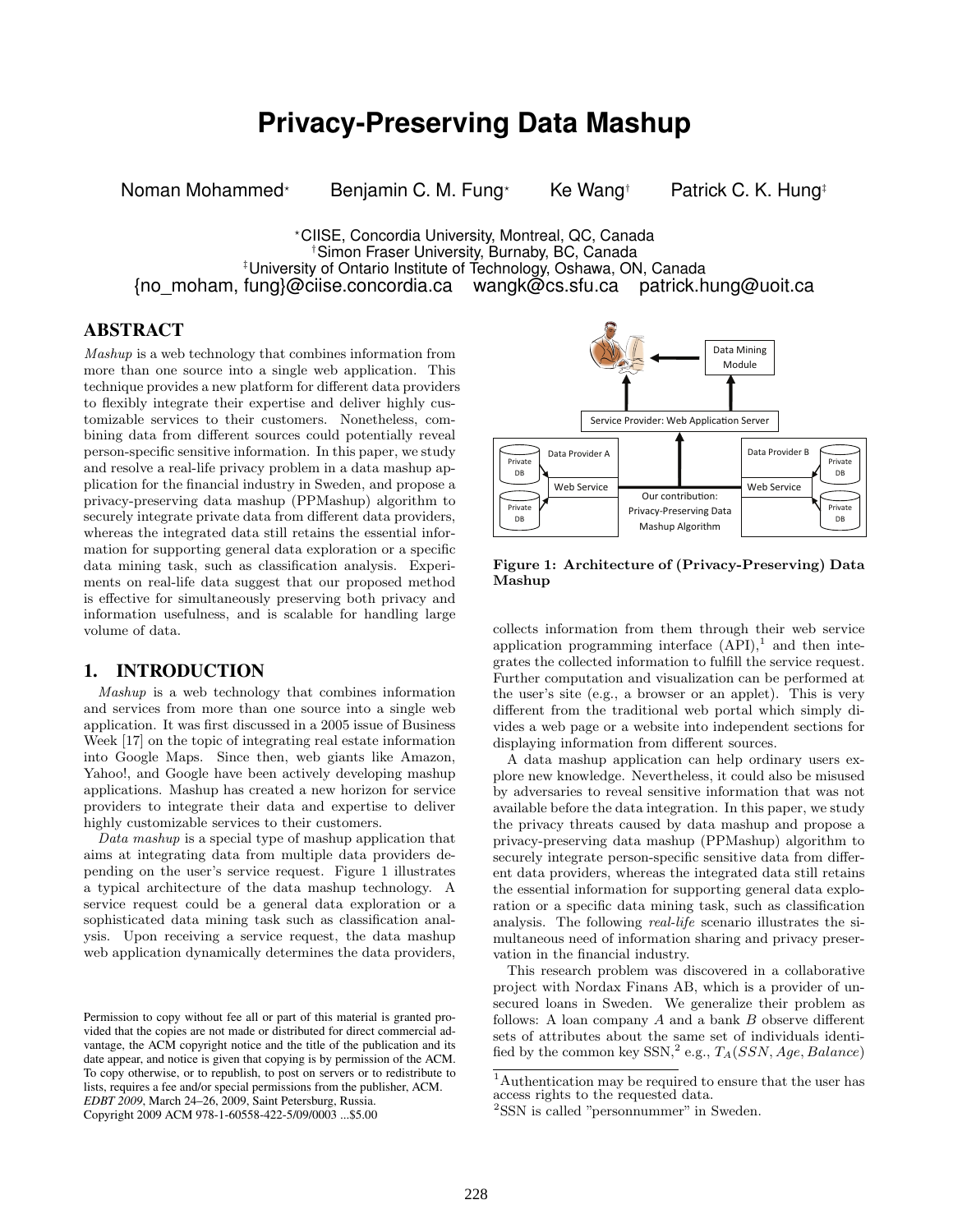# Privacy-Preserving Data Mashup

Noman Mohammed[⋆] Benjamin C. M. Fung[⋆] Ke Wang[†] Patrick C. K. Hung[‡]

[⋆]CIISE, Concordia University, Montreal, QC, Canada
[†]Simon Fraser University, Burnaby, BC, Canada
[‡]University of Ontario Institute of Technology, Oshawa, ON, Canada
{no_moham, fung}@ciise.concordia.ca wangk@cs.sfu.ca patrick.hung@uoit.ca

## ABSTRACT

*Mashup* is a web technology that combines information from more than one source into a single web application. This technique provides a new platform for different data providers to flexibly integrate their expertise and deliver highly customizable services to their customers. Nonetheless, combining data from different sources could potentially reveal person-specific sensitive information. In this paper, we study and resolve a real-life privacy problem in a data mashup application for the financial industry in Sweden, and propose a privacy-preserving data mashup (PPMashup) algorithm to securely integrate private data from different data providers, whereas the integrated data still retains the essential information for supporting general data exploration or a specific data mining task, such as classification analysis. Experiments on real-life data suggest that our proposed method is effective for simultaneously preserving both privacy and information usefulness, and is scalable for handling large volume of data.

## 1. INTRODUCTION

*Mashup* is a web technology that combines information and services from more than one source into a single web application. It was first discussed in a 2005 issue of Business Week [17] on the topic of integrating real estate information into Google Maps. Since then, web giants like Amazon, Yahoo!, and Google have been actively developing mashup applications. Mashup has created a new horizon for service providers to integrate their data and expertise to deliver highly customizable services to their customers.

*Data mashup* is a special type of mashup application that aims at integrating data from multiple data providers depending on the user's service request. Figure 1 illustrates a typical architecture of the data mashup technology. A service request could be a general data exploration or a sophisticated data mining task such as classification analysis. Upon receiving a service request, the data mashup web application dynamically determines the data providers, collects information from them through their web service application programming interface (API),[1] and then integrates the collected information to fulfill the service request. Further computation and visualization can be performed at the user's site (e.g., a browser or an applet). This is very different from the traditional web portal which simply divides a web page or a website into independent sections for displaying information from different sources.

Data Mining Module

Service Provider: Web Application Server

Data Provider A | Private DB | Private DB | Web Service

Our contribution: Privacy-Preserving Data Mashup Algorithm

Data Provider B | Private DB | Private DB | Web Service

**Figure 1: Architecture of (Privacy-Preserving) Data Mashup**

A data mashup application can help ordinary users explore new knowledge. Nevertheless, it could also be misused by adversaries to reveal sensitive information that was not available before the data integration. In this paper, we study the privacy threats caused by data mashup and propose a privacy-preserving data mashup (PPMashup) algorithm to securely integrate person-specific sensitive data from different data providers, whereas the integrated data still retains the essential information for supporting general data exploration or a specific data mining task, such as classification analysis. The following *real-life* scenario illustrates the simultaneous need of information sharing and privacy preservation in the financial industry.

This research problem was discovered in a collaborative project with Nordax Finans AB, which is a provider of unsecured loans in Sweden. We generalize their problem as follows: A loan company $A$ and a bank $B$ observe different sets of attributes about the same set of individuals identified by the common key SSN,[2] e.g., $T_A(SSN, Age, Balance)$

[1] Authentication may be required to ensure that the user has access rights to the requested data.

[2] SSN is called "personnummer" in Sweden.

Permission to copy without fee all or part of this material is granted provided that the copies are not made or distributed for direct commercial advantage, the ACM copyright notice and the title of the publication and its date appear, and notice is given that copying is by permission of the ACM. To copy otherwise, or to republish, to post on servers or to redistribute to lists, requires a fee and/or special permissions from the publisher, ACM. *EDBT 2009*, March 24–26, 2009, Saint Petersburg, Russia.
Copyright 2009 ACM 978-1-60558-422-5/09/0003 ...$5.00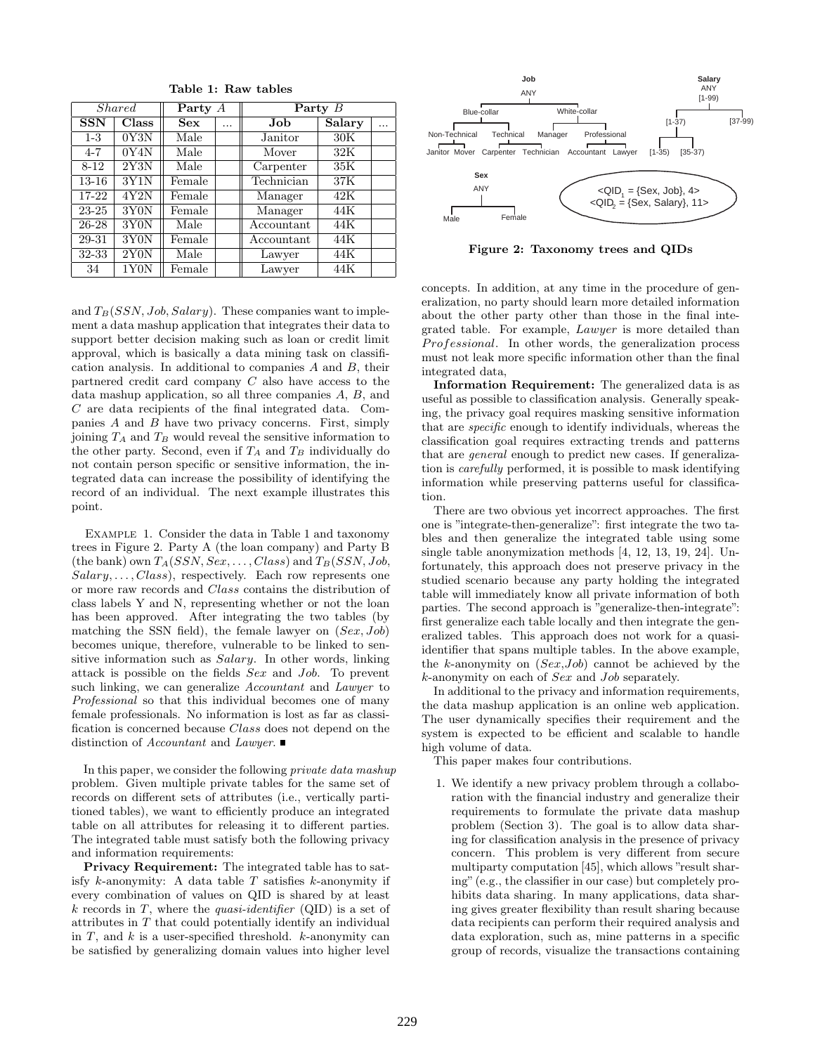**Table 1: Raw tables**

| *Shared* | | **Party** *A* | | **Party** *B* | | |
|---|---|---|---|---|---|---|
| **SSN** | **Class** | **Sex** | ... | **Job** | **Salary** | ... |
| 1-3 | 0Y3N | Male | | Janitor | 30K | |
| 4-7 | 0Y4N | Male | | Mover | 32K | |
| 8-12 | 2Y3N | Male | | Carpenter | 35K | |
| 13-16 | 3Y1N | Female | | Technician | 37K | |
| 17-22 | 4Y2N | Female | | Manager | 42K | |
| 23-25 | 3Y0N | Female | | Manager | 44K | |
| 26-28 | 3Y0N | Male | | Accountant | 44K | |
| 29-31 | 3Y0N | Female | | Accountant | 44K | |
| 32-33 | 2Y0N | Male | | Lawyer | 44K | |
| 34 | 1Y0N | Female | | Lawyer | 44K | |

and $T_B(SSN, Job, Salary)$. These companies want to implement a data mashup application that integrates their data to support better decision making such as loan or credit limit approval, which is basically a data mining task on classification analysis. In additional to companies $A$ and $B$, their partnered credit card company $C$ also have access to the data mashup application, so all three companies $A$, $B$, and $C$ are data recipients of the final integrated data. Companies $A$ and $B$ have two privacy concerns. First, simply joining $T_A$ and $T_B$ would reveal the sensitive information to the other party. Second, even if $T_A$ and $T_B$ individually do not contain person specific or sensitive information, the integrated data can increase the possibility of identifying the record of an individual. The next example illustrates this point.

Example 1. Consider the data in Table 1 and taxonomy trees in Figure 2. Party A (the loan company) and Party B (the bank) own $T_A(SSN, Sex, \ldots, Class)$ and $T_B(SSN, Job, Salary, \ldots, Class)$, respectively. Each row represents one or more raw records and *Class* contains the distribution of class labels Y and N, representing whether or not the loan has been approved. After integrating the two tables (by matching the SSN field), the female lawyer on $(Sex, Job)$ becomes unique, therefore, vulnerable to be linked to sensitive information such as *Salary*. In other words, linking attack is possible on the fields *Sex* and *Job*. To prevent such linking, we can generalize *Accountant* and *Lawyer* to *Professional* so that this individual becomes one of many female professionals. No information is lost as far as classification is concerned because *Class* does not depend on the distinction of *Accountant* and *Lawyer*. ■

In this paper, we consider the following *private data mashup* problem. Given multiple private tables for the same set of records on different sets of attributes (i.e., vertically partitioned tables), we want to efficiently produce an integrated table on all attributes for releasing it to different parties. The integrated table must satisfy both the following privacy and information requirements:

**Privacy Requirement:** The integrated table has to satisfy $k$-anonymity: A data table $T$ satisfies $k$-anonymity if every combination of values on QID is shared by at least $k$ records in $T$, where the *quasi-identifier* (QID) is a set of attributes in $T$ that could potentially identify an individual in $T$, and $k$ is a user-specified threshold. $k$-anonymity can be satisfied by generalizing domain values into higher level

Job
ANY
Blue-collar
White-collar
Non-Technical
Technical
Manager
Professional
Janitor Mover Carpenter Technician Accountant Lawyer

Salary
ANY
[1-99)
[1-37)
[37-99)
[1-35)
[35-37)

Sex
ANY
Male
Female

<QID$_1$ = {Sex, Job}, 4>
<QID$_2$ = {Sex, Salary}, 11>

**Figure 2: Taxonomy trees and QIDs**

concepts. In addition, at any time in the procedure of generalization, no party should learn more detailed information about the other party other than those in the final integrated table. For example, *Lawyer* is more detailed than *Professional*. In other words, the generalization process must not leak more specific information other than the final integrated data,

**Information Requirement:** The generalized data is as useful as possible to classification analysis. Generally speaking, the privacy goal requires masking sensitive information that are *specific* enough to identify individuals, whereas the classification goal requires extracting trends and patterns that are *general* enough to predict new cases. If generalization is *carefully* performed, it is possible to mask identifying information while preserving patterns useful for classification.

There are two obvious yet incorrect approaches. The first one is "integrate-then-generalize": first integrate the two tables and then generalize the integrated table using some single table anonymization methods [4, 12, 13, 19, 24]. Unfortunately, this approach does not preserve privacy in the studied scenario because any party holding the integrated table will immediately know all private information of both parties. The second approach is "generalize-then-integrate": first generalize each table locally and then integrate the generalized tables. This approach does not work for a quasi-identifier that spans multiple tables. In the above example, the $k$-anonymity on $(Sex,Job)$ cannot be achieved by the $k$-anonymity on each of $Sex$ and $Job$ separately.

In additional to the privacy and information requirements, the data mashup application is an online web application. The user dynamically specifies their requirement and the system is expected to be efficient and scalable to handle high volume of data.

This paper makes four contributions.

1. We identify a new privacy problem through a collaboration with the financial industry and generalize their requirements to formulate the private data mashup problem (Section 3). The goal is to allow data sharing for classification analysis in the presence of privacy concern. This problem is very different from secure multiparty computation [45], which allows "result sharing" (e.g., the classifier in our case) but completely prohibits data sharing. In many applications, data sharing gives greater flexibility than result sharing because data recipients can perform their required analysis and data exploration, such as, mine patterns in a specific group of records, visualize the transactions containing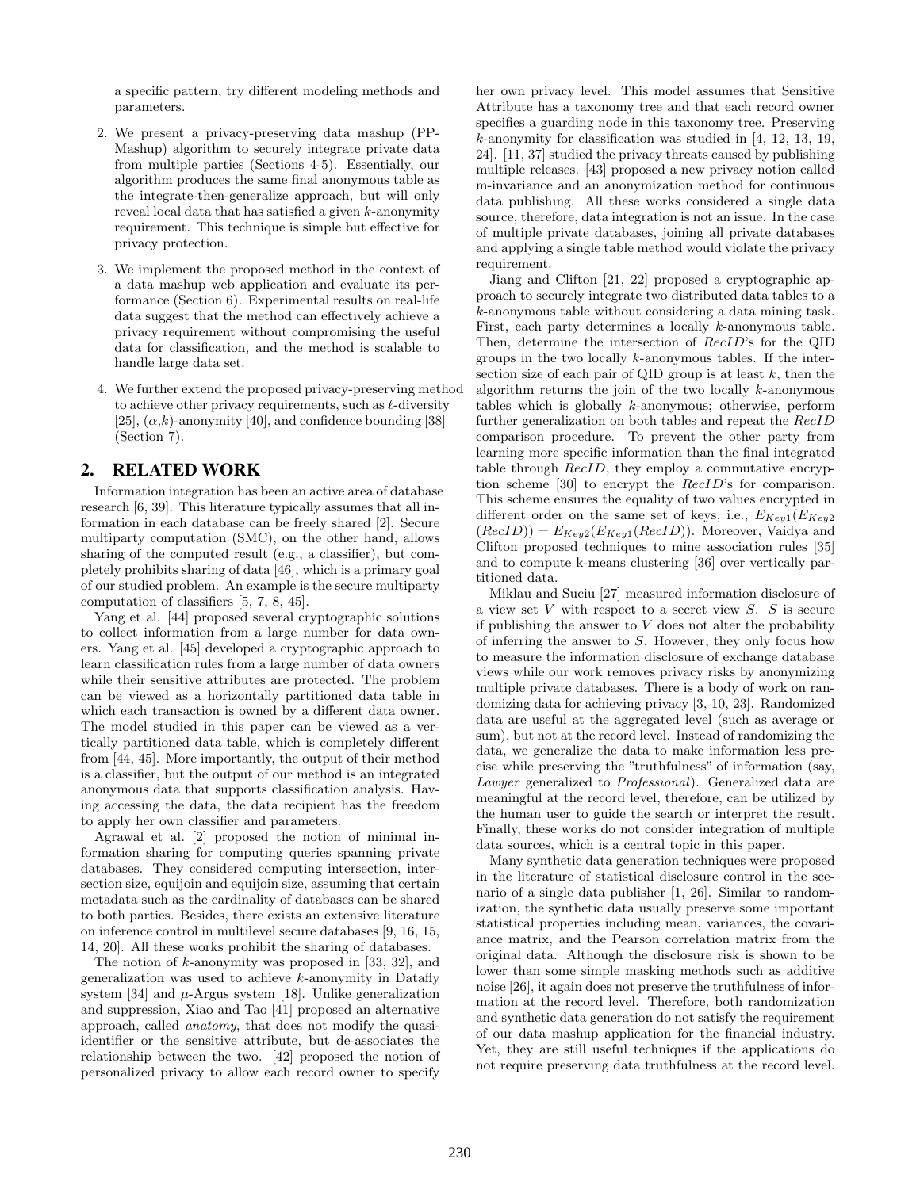a specific pattern, try different modeling methods and parameters.

2. We present a privacy-preserving data mashup (PP-Mashup) algorithm to securely integrate private data from multiple parties (Sections 4-5). Essentially, our algorithm produces the same final anonymous table as the integrate-then-generalize approach, but will only reveal local data that has satisfied a given $k$-anonymity requirement. This technique is simple but effective for privacy protection.

3. We implement the proposed method in the context of a data mashup web application and evaluate its performance (Section 6). Experimental results on real-life data suggest that the method can effectively achieve a privacy requirement without compromising the useful data for classification, and the method is scalable to handle large data set.

4. We further extend the proposed privacy-preserving method to achieve other privacy requirements, such as $\ell$-diversity [25], $(\alpha,k)$-anonymity [40], and confidence bounding [38] (Section 7).

## 2. RELATED WORK

Information integration has been an active area of database research [6, 39]. This literature typically assumes that all information in each database can be freely shared [2]. Secure multiparty computation (SMC), on the other hand, allows sharing of the computed result (e.g., a classifier), but completely prohibits sharing of data [46], which is a primary goal of our studied problem. An example is the secure multiparty computation of classifiers [5, 7, 8, 45].

Yang et al. [44] proposed several cryptographic solutions to collect information from a large number for data owners. Yang et al. [45] developed a cryptographic approach to learn classification rules from a large number of data owners while their sensitive attributes are protected. The problem can be viewed as a horizontally partitioned data table in which each transaction is owned by a different data owner. The model studied in this paper can be viewed as a vertically partitioned data table, which is completely different from [44, 45]. More importantly, the output of their method is a classifier, but the output of our method is an integrated anonymous data that supports classification analysis. Having accessing the data, the data recipient has the freedom to apply her own classifier and parameters.

Agrawal et al. [2] proposed the notion of minimal information sharing for computing queries spanning private databases. They considered computing intersection, intersection size, equijoin and equijoin size, assuming that certain metadata such as the cardinality of databases can be shared to both parties. Besides, there exists an extensive literature on inference control in multilevel secure databases [9, 16, 15, 14, 20]. All these works prohibit the sharing of databases.

The notion of $k$-anonymity was proposed in [33, 32], and generalization was used to achieve $k$-anonymity in Datafly system [34] and $\mu$-Argus system [18]. Unlike generalization and suppression, Xiao and Tao [41] proposed an alternative approach, called *anatomy*, that does not modify the quasi-identifier or the sensitive attribute, but de-associates the relationship between the two. [42] proposed the notion of personalized privacy to allow each record owner to specify her own privacy level. This model assumes that Sensitive Attribute has a taxonomy tree and that each record owner specifies a guarding node in this taxonomy tree. Preserving $k$-anonymity for classification was studied in [4, 12, 13, 19, 24]. [11, 37] studied the privacy threats caused by publishing multiple releases. [43] proposed a new privacy notion called m-invariance and an anonymization method for continuous data publishing. All these works considered a single data source, therefore, data integration is not an issue. In the case of multiple private databases, joining all private databases and applying a single table method would violate the privacy requirement.

Jiang and Clifton [21, 22] proposed a cryptographic approach to securely integrate two distributed data tables to a $k$-anonymous table without considering a data mining task. First, each party determines a locally $k$-anonymous table. Then, determine the intersection of $RecID$'s for the QID groups in the two locally $k$-anonymous tables. If the intersection size of each pair of QID group is at least $k$, then the algorithm returns the join of the two locally $k$-anonymous tables which is globally $k$-anonymous; otherwise, perform further generalization on both tables and repeat the $RecID$ comparison procedure. To prevent the other party from learning more specific information than the final integrated table through $RecID$, they employ a commutative encryption scheme [30] to encrypt the $RecID$'s for comparison. This scheme ensures the equality of two values encrypted in different order on the same set of keys, i.e., $E_{Key1}(E_{Key2}(RecID)) = E_{Key2}(E_{Key1}(RecID))$. Moreover, Vaidya and Clifton proposed techniques to mine association rules [35] and to compute k-means clustering [36] over vertically partitioned data.

Miklau and Suciu [27] measured information disclosure of a view set $V$ with respect to a secret view $S$. $S$ is secure if publishing the answer to $V$ does not alter the probability of inferring the answer to $S$. However, they only focus how to measure the information disclosure of exchange database views while our work removes privacy risks by anonymizing multiple private databases. There is a body of work on randomizing data for achieving privacy [3, 10, 23]. Randomized data are useful at the aggregated level (such as average or sum), but not at the record level. Instead of randomizing the data, we generalize the data to make information less precise while preserving the "truthfulness" of information (say, *Lawyer* generalized to *Professional*). Generalized data are meaningful at the record level, therefore, can be utilized by the human user to guide the search or interpret the result. Finally, these works do not consider integration of multiple data sources, which is a central topic in this paper.

Many synthetic data generation techniques were proposed in the literature of statistical disclosure control in the scenario of a single data publisher [1, 26]. Similar to randomization, the synthetic data usually preserve some important statistical properties including mean, variances, the covariance matrix, and the Pearson correlation matrix from the original data. Although the disclosure risk is shown to be lower than some simple masking methods such as additive noise [26], it again does not preserve the truthfulness of information at the record level. Therefore, both randomization and synthetic data generation do not satisfy the requirement of our data mashup application for the financial industry. Yet, they are still useful techniques if the applications do not require preserving data truthfulness at the record level.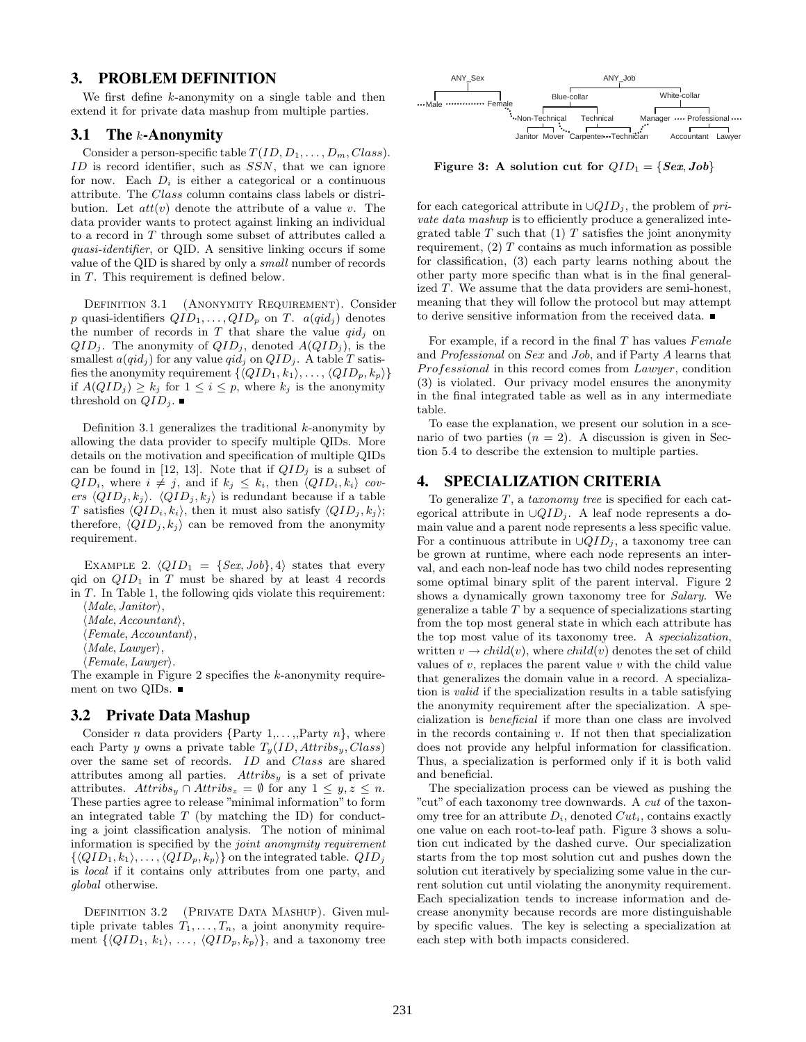## 3. PROBLEM DEFINITION

We first define $k$-anonymity on a single table and then extend it for private data mashup from multiple parties.

### 3.1 The $k$-Anonymity

Consider a person-specific table $T(ID, D_1, \ldots, D_m, Class)$. $ID$ is record identifier, such as $SSN$, that we can ignore for now. Each $D_i$ is either a categorical or a continuous attribute. The $Class$ column contains class labels or distribution. Let $att(v)$ denote the attribute of a value $v$. The data provider wants to protect against linking an individual to a record in $T$ through some subset of attributes called a *quasi-identifier*, or QID. A sensitive linking occurs if some value of the QID is shared by only a *small* number of records in $T$. This requirement is defined below.

Definition 3.1 (Anonymity Requirement). Consider $p$ quasi-identifiers $QID_1, \ldots, QID_p$ on $T$. $a(qid_j)$ denotes the number of records in $T$ that share the value $qid_j$ on $QID_j$. The anonymity of $QID_j$, denoted $A(QID_j)$, is the smallest $a(qid_j)$ for any value $qid_j$ on $QID_j$. A table $T$ satisfies the anonymity requirement $\{\langle QID_1, k_1\rangle, \ldots, \langle QID_p, k_p\rangle\}$ if $A(QID_j) \geq k_j$ for $1 \leq i \leq p$, where $k_j$ is the anonymity threshold on $QID_j$. ■

Definition 3.1 generalizes the traditional $k$-anonymity by allowing the data provider to specify multiple QIDs. More details on the motivation and specification of multiple QIDs can be found in [12, 13]. Note that if $QID_j$ is a subset of $QID_i$, where $i \neq j$, and if $k_j \leq k_i$, then $\langle QID_i, k_i\rangle$ *covers* $\langle QID_j, k_j\rangle$. $\langle QID_j, k_j\rangle$ is redundant because if a table $T$ satisfies $\langle QID_i, k_i\rangle$, then it must also satisfy $\langle QID_j, k_j\rangle$; therefore, $\langle QID_j, k_j\rangle$ can be removed from the anonymity requirement.

Example 2. $\langle QID_1 = \{Sex, Job\}, 4\rangle$ states that every qid on $QID_1$ in $T$ must be shared by at least 4 records in $T$. In Table 1, the following qids violate this requirement:
$\langle Male, Janitor\rangle$,
$\langle Male, Accountant\rangle$,
$\langle Female, Accountant\rangle$,
$\langle Male, Lawyer\rangle$,
$\langle Female, Lawyer\rangle$.
The example in Figure 2 specifies the $k$-anonymity requirement on two QIDs. ■

### 3.2 Private Data Mashup

Consider $n$ data providers {Party 1,. . . ,Party $n$}, where each Party $y$ owns a private table $T_y(ID, Attribs_y, Class)$ over the same set of records. $ID$ and $Class$ are shared attributes among all parties. $Attribs_y$ is a set of private attributes. $Attribs_y \cap Attribs_z = \emptyset$ for any $1 \leq y, z \leq n$. These parties agree to release "minimal information" to form an integrated table $T$ (by matching the ID) for conducting a joint classification analysis. The notion of minimal information is specified by the *joint anonymity requirement* $\{\langle QID_1, k_1\rangle, \ldots, \langle QID_p, k_p\rangle\}$ on the integrated table. $QID_j$ is *local* if it contains only attributes from one party, and *global* otherwise.

Definition 3.2 (Private Data Mashup). Given multiple private tables $T_1, \ldots, T_n$, a joint anonymity requirement $\{\langle QID_1, k_1\rangle, \ldots, \langle QID_p, k_p\rangle\}$, and a taxonomy tree for each categorical attribute in $\cup QID_j$, the problem of *private data mashup* is to efficiently produce a generalized integrated table $T$ such that (1) $T$ satisfies the joint anonymity requirement, (2) $T$ contains as much information as possible for classification, (3) each party learns nothing about the other party more specific than what is in the final generalized $T$. We assume that the data providers are semi-honest, meaning that they will follow the protocol but may attempt to derive sensitive information from the received data. ■

For example, if a record in the final $T$ has values $Female$ and $Professional$ on $Sex$ and $Job$, and if Party $A$ learns that $Professional$ in this record comes from $Lawyer$, condition (3) is violated. Our privacy model ensures the anonymity in the final integrated table as well as in any intermediate table.

To ease the explanation, we present our solution in a scenario of two parties ($n = 2$). A discussion is given in Section 5.4 to describe the extension to multiple parties.

**Figure 3: A solution cut for $QID_1 = \{Sex, Job\}$**

## 4. SPECIALIZATION CRITERIA

To generalize $T$, a *taxonomy tree* is specified for each categorical attribute in $\cup QID_j$. A leaf node represents a domain value and a parent node represents a less specific value. For a continuous attribute in $\cup QID_j$, a taxonomy tree can be grown at runtime, where each node represents an interval, and each non-leaf node has two child nodes representing some optimal binary split of the parent interval. Figure 2 shows a dynamically grown taxonomy tree for *Salary*. We generalize a table $T$ by a sequence of specializations starting from the top most general state in which each attribute has the top most value of its taxonomy tree. A *specialization*, written $v \rightarrow child(v)$, where $child(v)$ denotes the set of child values of $v$, replaces the parent value $v$ with the child value that generalizes the domain value in a record. A specialization is *valid* if the specialization results in a table satisfying the anonymity requirement after the specialization. A specialization is *beneficial* if more than one class are involved in the records containing $v$. If not then that specialization does not provide any helpful information for classification. Thus, a specialization is performed only if it is both valid and beneficial.

The specialization process can be viewed as pushing the "cut" of each taxonomy tree downwards. A *cut* of the taxonomy tree for an attribute $D_i$, denoted $Cut_i$, contains exactly one value on each root-to-leaf path. Figure 3 shows a solution cut indicated by the dashed curve. Our specialization starts from the top most solution cut and pushes down the solution cut iteratively by specializing some value in the current solution cut until violating the anonymity requirement. Each specialization tends to increase information and decrease anonymity because records are more distinguishable by specific values. The key is selecting a specialization at each step with both impacts considered.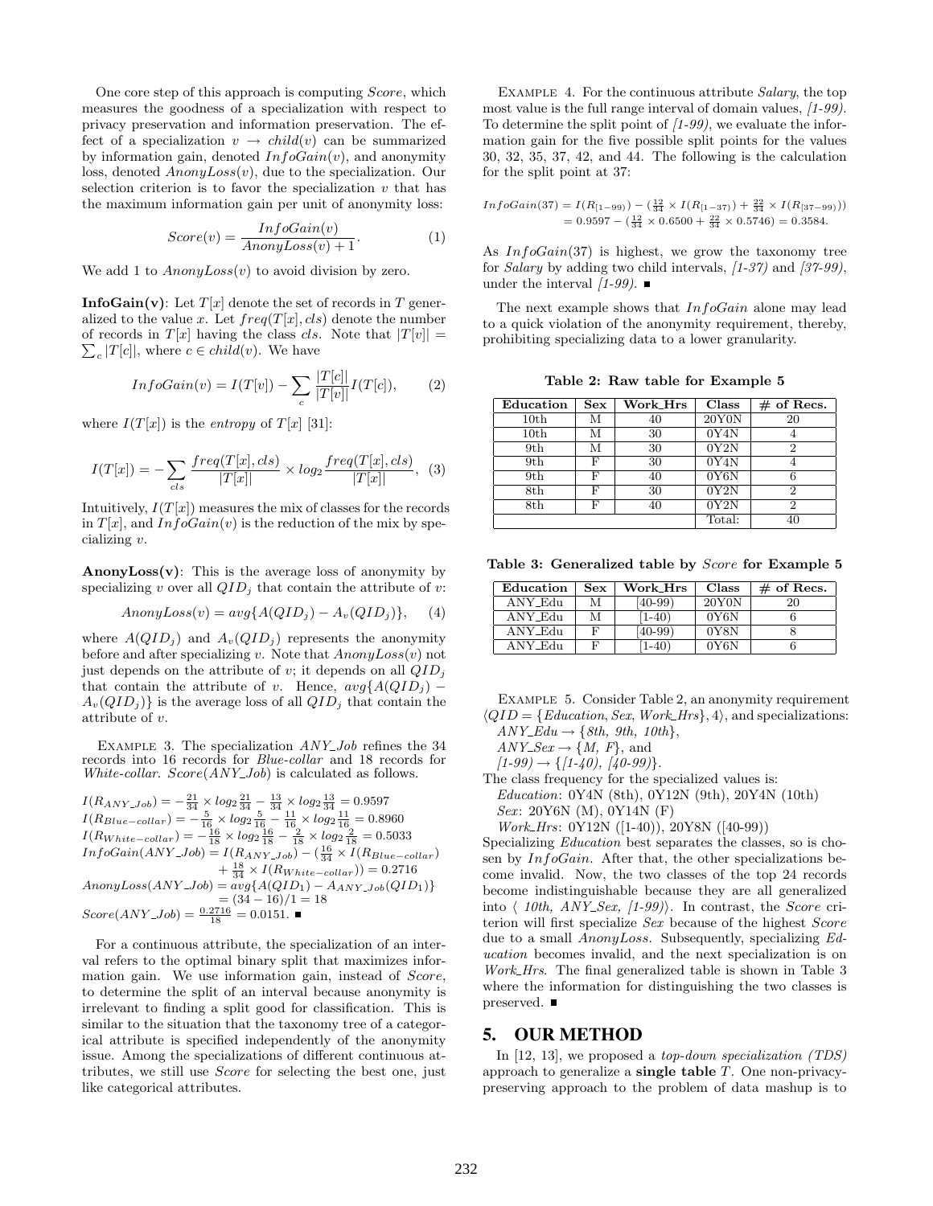One core step of this approach is computing *Score*, which measures the goodness of a specialization with respect to privacy preservation and information preservation. The effect of a specialization $v \rightarrow child(v)$ can be summarized by information gain, denoted $InfoGain(v)$, and anonymity loss, denoted $AnonyLoss(v)$, due to the specialization. Our selection criterion is to favor the specialization $v$ that has the maximum information gain per unit of anonymity loss:

$$Score(v) = \frac{InfoGain(v)}{AnonyLoss(v) + 1}. \quad (1)$$

We add 1 to $AnonyLoss(v)$ to avoid division by zero.

**InfoGain(v)**: Let $T[x]$ denote the set of records in $T$ generalized to the value $x$. Let $freq(T[x], cls)$ denote the number of records in $T[x]$ having the class $cls$. Note that $|T[v]| = \sum_c |T[c]|$, where $c \in child(v)$. We have

$$InfoGain(v) = I(T[v]) - \sum_c \frac{|T[c]|}{|T[v]|} I(T[c]), \quad (2)$$

where $I(T[x])$ is the *entropy* of $T[x]$ [31]:

$$I(T[x]) = -\sum_{cls} \frac{freq(T[x], cls)}{|T[x]|} \times log_2 \frac{freq(T[x], cls)}{|T[x]|}, \quad (3)$$

Intuitively, $I(T[x])$ measures the mix of classes for the records in $T[x]$, and $InfoGain(v)$ is the reduction of the mix by specializing $v$.

**AnonyLoss(v)**: This is the average loss of anonymity by specializing $v$ over all $QID_j$ that contain the attribute of $v$:

$$AnonyLoss(v) = avg\{A(QID_j) - A_v(QID_j)\}, \quad (4)$$

where $A(QID_j)$ and $A_v(QID_j)$ represents the anonymity before and after specializing $v$. Note that $AnonyLoss(v)$ not just depends on the attribute of $v$; it depends on all $QID_j$ that contain the attribute of $v$. Hence, $avg\{A(QID_j) - A_v(QID_j)\}$ is the average loss of all $QID_j$ that contain the attribute of $v$.

Example 3. The specialization *ANY_Job* refines the 34 records into 16 records for *Blue-collar* and 18 records for *White-collar*. $Score(ANY\_Job)$ is calculated as follows.

$$I(R_{ANY\_Job}) = -\frac{21}{34} \times log_2 \frac{21}{34} - \frac{13}{34} \times log_2 \frac{13}{34} = 0.9597$$
$$I(R_{Blue-collar}) = -\frac{5}{16} \times log_2 \frac{5}{16} - \frac{11}{16} \times log_2 \frac{11}{16} = 0.8960$$
$$I(R_{White-collar}) = -\frac{16}{18} \times log_2 \frac{16}{18} - \frac{2}{18} \times log_2 \frac{2}{18} = 0.5033$$
$$InfoGain(ANY\_Job) = I(R_{ANY\_Job}) - (\frac{16}{34} \times I(R_{Blue-collar}) + \frac{18}{34} \times I(R_{White-collar})) = 0.2716$$
$$AnonyLoss(ANY\_Job) = avg\{A(QID_1) - A_{ANY\_Job}(QID_1)\} = (34 - 16)/1 = 18$$
$$Score(ANY\_Job) = \frac{0.2716}{18} = 0.0151. \blacksquare$$

For a continuous attribute, the specialization of an interval refers to the optimal binary split that maximizes information gain. We use information gain, instead of *Score*, to determine the split of an interval because anonymity is irrelevant to finding a split good for classification. This is similar to the situation that the taxonomy tree of a categorical attribute is specified independently of the anonymity issue. Among the specializations of different continuous attributes, we still use *Score* for selecting the best one, just like categorical attributes.

Example 4. For the continuous attribute *Salary*, the top most value is the full range interval of domain values, *[1-99)*. To determine the split point of *[1-99)*, we evaluate the information gain for the five possible split points for the values 30, 32, 35, 37, 42, and 44. The following is the calculation for the split point at 37:

$$InfoGain(37) = I(R_{[1-99)}) - (\frac{12}{34} \times I(R_{[1-37)}) + \frac{22}{34} \times I(R_{[37-99)})) = 0.9597 - (\frac{12}{34} \times 0.6500 + \frac{22}{34} \times 0.5746) = 0.3584.$$

As $InfoGain(37)$ is highest, we grow the taxonomy tree for *Salary* by adding two child intervals, *[1-37)* and *[37-99)*, under the interval *[1-99)*. ■

The next example shows that *InfoGain* alone may lead to a quick violation of the anonymity requirement, thereby, prohibiting specializing data to a lower granularity.

**Table 2: Raw table for Example 5**

| Education | Sex | Work_Hrs | Class | # of Recs. |
|---|---|---|---|---|
| 10th | M | 40 | 20Y0N | 20 |
| 10th | M | 30 | 0Y4N | 4 |
| 9th | M | 30 | 0Y2N | 2 |
| 9th | F | 30 | 0Y4N | 4 |
| 9th | F | 40 | 0Y6N | 6 |
| 8th | F | 30 | 0Y2N | 2 |
| 8th | F | 40 | 0Y2N | 2 |
| | | | Total: | 40 |

**Table 3: Generalized table by *Score* for Example 5**

| Education | Sex | Work_Hrs | Class | # of Recs. |
|---|---|---|---|---|
| ANY_Edu | M | [40-99) | 20Y0N | 20 |
| ANY_Edu | M | [1-40) | 0Y6N | 6 |
| ANY_Edu | F | [40-99) | 0Y8N | 8 |
| ANY_Edu | F | [1-40) | 0Y6N | 6 |

Example 5. Consider Table 2, an anonymity requirement $\langle QID = \{Education, Sex, Work\_Hrs\}, 4\rangle$, and specializations:
*ANY_Edu* → {*8th, 9th, 10th*},
*ANY_Sex* → {*M, F*}, and
*[1-99)* → {*[1-40)*, *[40-99)*}.
The class frequency for the specialized values is:
*Education*: 0Y4N (8th), 0Y12N (9th), 20Y4N (10th)
*Sex*: 20Y6N (M), 0Y14N (F)
*Work_Hrs*: 0Y12N ([1-40)), 20Y8N ([40-99))
Specializing *Education* best separates the classes, so is chosen by *InfoGain*. After that, the other specializations become invalid. Now, the two classes of the top 24 records become indistinguishable because they are all generalized into ⟨ *10th, ANY_Sex, [1-99)*⟩. In contrast, the *Score* criterion will first specialize *Sex* because of the highest *Score* due to a small *AnonyLoss*. Subsequently, specializing *Education* becomes invalid, and the next specialization is on *Work_Hrs*. The final generalized table is shown in Table 3 where the information for distinguishing the two classes is preserved. ■

## 5. OUR METHOD

In [12, 13], we proposed a *top-down specialization (TDS)* approach to generalize a **single table** $T$. One non-privacy-preserving approach to the problem of data mashup is to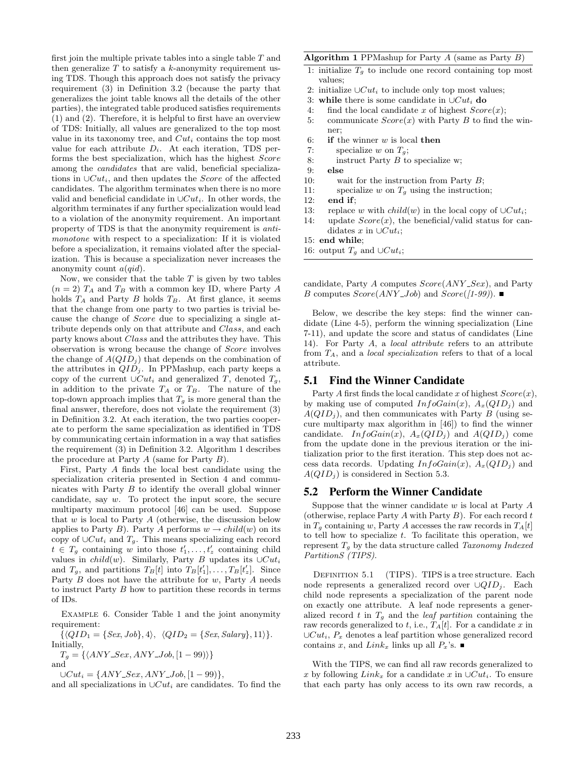first join the multiple private tables into a single table $T$ and then generalize $T$ to satisfy a $k$-anonymity requirement using TDS. Though this approach does not satisfy the privacy requirement (3) in Definition 3.2 (because the party that generalizes the joint table knows all the details of the other parties), the integrated table produced satisfies requirements (1) and (2). Therefore, it is helpful to first have an overview of TDS: Initially, all values are generalized to the top most value in its taxonomy tree, and $Cut_i$ contains the top most value for each attribute $D_i$. At each iteration, TDS performs the best specialization, which has the highest $Score$ among the *candidates* that are valid, beneficial specializations in $\cup Cut_i$, and then updates the $Score$ of the affected candidates. The algorithm terminates when there is no more valid and beneficial candidate in $\cup Cut_i$. In other words, the algorithm terminates if any further specialization would lead to a violation of the anonymity requirement. An important property of TDS is that the anonymity requirement is *anti-monotone* with respect to a specialization: If it is violated before a specialization, it remains violated after the specialization. This is because a specialization never increases the anonymity count $a(qid)$.

Now, we consider that the table $T$ is given by two tables ($n = 2$) $T_A$ and $T_B$ with a common key ID, where Party $A$ holds $T_A$ and Party $B$ holds $T_B$. At first glance, it seems that the change from one party to two parties is trivial because the change of $Score$ due to specializing a single attribute depends only on that attribute and $Class$, and each party knows about $Class$ and the attributes they have. This observation is wrong because the change of $Score$ involves the change of $A(QID_j)$ that depends on the combination of the attributes in $QID_j$. In PPMashup, each party keeps a copy of the current $\cup Cut_i$ and generalized $T$, denoted $T_g$, in addition to the private $T_A$ or $T_B$. The nature of the top-down approach implies that $T_g$ is more general than the final answer, therefore, does not violate the requirement (3) in Definition 3.2. At each iteration, the two parties cooperate to perform the same specialization as identified in TDS by communicating certain information in a way that satisfies the requirement (3) in Definition 3.2. Algorithm 1 describes the procedure at Party $A$ (same for Party $B$).

First, Party $A$ finds the local best candidate using the specialization criteria presented in Section 4 and communicates with Party $B$ to identify the overall global winner candidate, say $w$. To protect the input score, the secure multiparty maximum protocol [46] can be used. Suppose that $w$ is local to Party $A$ (otherwise, the discussion below applies to Party $B$). Party $A$ performs $w \rightarrow child(w)$ on its copy of $\cup Cut_i$ and $T_g$. This means specializing each record $t \in T_g$ containing $w$ into those $t'_1, \ldots, t'_z$ containing child values in $child(w)$. Similarly, Party $B$ updates its $\cup Cut_i$ and $T_g$, and partitions $T_B[t]$ into $T_B[t'_1], \ldots, T_B[t'_z]$. Since Party $B$ does not have the attribute for $w$, Party $A$ needs to instruct Party $B$ how to partition these records in terms of IDs.

Example 6. Consider Table 1 and the joint anonymity requirement:

$\{\langle QID_1 = \{Sex, Job\}, 4\rangle, \ \langle QID_2 = \{Sex, Salary\}, 11\rangle\}$.

Initially,

$T_g = \{\langle ANY\_Sex, ANY\_Job, [1-99)\rangle\}$

and

$\cup Cut_i = \{ANY\_Sex, ANY\_Job, [1-99)\}$,

and all specializations in $\cup Cut_i$ are candidates. To find the candidate, Party $A$ computes $Score(ANY\_Sex)$, and Party $B$ computes $Score(ANY\_Job)$ and $Score([1\text{-}99))$. ■

**Algorithm 1** PPMashup for Party $A$ (same as Party $B$)

```
1: initialize T_g to include one record containing top most values;
2: initialize ∪Cut_i to include only top most values;
3: while there is some candidate in ∪Cut_i do
4:    find the local candidate x of highest Score(x);
5:    communicate Score(x) with Party B to find the winner;
6:    if the winner w is local then
7:       specialize w on T_g;
8:       instruct Party B to specialize w;
9:    else
10:      wait for the instruction from Party B;
11:      specialize w on T_g using the instruction;
12:   end if;
13:   replace w with child(w) in the local copy of ∪Cut_i;
14:   update Score(x), the beneficial/valid status for candidates x in ∪Cut_i;
15: end while;
16: output T_g and ∪Cut_i;
```

Below, we describe the key steps: find the winner candidate (Line 4-5), perform the winning specialization (Line 7-11), and update the score and status of candidates (Line 14). For Party $A$, a *local attribute* refers to an attribute from $T_A$, and a *local specialization* refers to that of a local attribute.

## 5.1 Find the Winner Candidate

Party $A$ first finds the local candidate $x$ of highest $Score(x)$, by making use of computed $InfoGain(x)$, $A_x(QID_j)$ and $A(QID_j)$, and then communicates with Party $B$ (using secure multiparty max algorithm in [46]) to find the winner candidate. $InfoGain(x)$, $A_x(QID_j)$ and $A(QID_j)$ come from the update done in the previous iteration or the initialization prior to the first iteration. This step does not access data records. Updating $InfoGain(x)$, $A_x(QID_j)$ and $A(QID_j)$ is considered in Section 5.3.

## 5.2 Perform the Winner Candidate

Suppose that the winner candidate $w$ is local at Party $A$ (otherwise, replace Party $A$ with Party $B$). For each record $t$ in $T_g$ containing $w$, Party $A$ accesses the raw records in $T_A[t]$ to tell how to specialize $t$. To facilitate this operation, we represent $T_g$ by the data structure called *Taxonomy Indexed PartitionS (TIPS)*.

Definition 5.1 (TIPS). TIPS is a tree structure. Each node represents a generalized record over $\cup QID_j$. Each child node represents a specialization of the parent node on exactly one attribute. A leaf node represents a generalized record $t$ in $T_g$ and the *leaf partition* containing the raw records generalized to $t$, i.e., $T_A[t]$. For a candidate $x$ in $\cup Cut_i$, $P_x$ denotes a leaf partition whose generalized record contains $x$, and $Link_x$ links up all $P_x$'s. ■

With the TIPS, we can find all raw records generalized to $x$ by following $Link_x$ for a candidate $x$ in $\cup Cut_i$. To ensure that each party has only access to its own raw records, a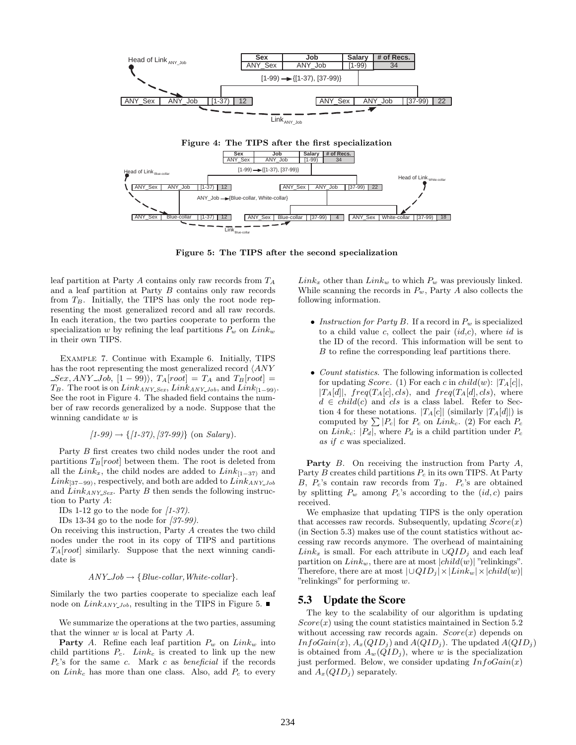Figure 4: The TIPS after the first specialization

Figure 5: The TIPS after the second specialization

leaf partition at Party $A$ contains only raw records from $T_A$ and a leaf partition at Party $B$ contains only raw records from $T_B$. Initially, the TIPS has only the root node representing the most generalized record and all raw records. In each iteration, the two parties cooperate to perform the specialization $w$ by refining the leaf partitions $P_w$ on $Link_w$ in their own TIPS.

Example 7. Continue with Example 6. Initially, TIPS has the root representing the most generalized record $\langle ANY\_Sex, ANY\_Job, [1-99)\rangle$, $T_A[root] = T_A$ and $T_B[root] = T_B$. The root is on $Link_{ANY\_Sex}$, $Link_{ANY\_Job}$, and $Link_{[1-99)}$. See the root in Figure 4. The shaded field contains the number of raw records generalized by a node. Suppose that the winning candidate $w$ is

$$[1\text{-}99) \rightarrow \{[1\text{-}37), [37\text{-}99)\} \text{ (on } Salary\text{)}.$$

Party $B$ first creates two child nodes under the root and partitions $T_B[root]$ between them. The root is deleted from all the $Link_x$, the child nodes are added to $Link_{[1-37)}$ and $Link_{[37-99)}$, respectively, and both are added to $Link_{ANY\_Job}$ and $Link_{ANY\_Sex}$. Party $B$ then sends the following instruction to Party $A$:

IDs 1-12 go to the node for *[1-37)*.
IDs 13-34 go to the node for *[37-99)*.

On receiving this instruction, Party $A$ creates the two child nodes under the root in its copy of TIPS and partitions $T_A[root]$ similarly. Suppose that the next winning candidate is

$$ANY\_Job \rightarrow \{Blue\text{-}collar, White\text{-}collar\}.$$

Similarly the two parties cooperate to specialize each leaf node on $Link_{ANY\_Job}$, resulting in the TIPS in Figure 5. ■

We summarize the operations at the two parties, assuming that the winner $w$ is local at Party $A$.

**Party** $A$. Refine each leaf partition $P_w$ on $Link_w$ into child partitions $P_c$. $Link_c$ is created to link up the new $P_c$'s for the same $c$. Mark $c$ as *beneficial* if the records on $Link_c$ has more than one class. Also, add $P_c$ to every $Link_x$ other than $Link_w$ to which $P_w$ was previously linked. While scanning the records in $P_w$, Party $A$ also collects the following information.

- *Instruction for Party B.* If a record in $P_w$ is specialized to a child value $c$, collect the pair $(id,c)$, where $id$ is the ID of the record. This information will be sent to $B$ to refine the corresponding leaf partitions there.
- *Count statistics.* The following information is collected for updating $Score$. (1) For each $c$ in $child(w)$: $|T_A[c]|$, $|T_A[d]|$, $freq(T_A[c], cls)$, and $freq(T_A[d], cls)$, where $d \in child(c)$ and $cls$ is a class label. Refer to Section 4 for these notations. $|T_A[c]|$ (similarly $|T_A[d]|$) is computed by $\sum |P_c|$ for $P_c$ on $Link_c$. (2) For each $P_c$ on $Link_c$: $|P_d|$, where $P_d$ is a child partition under $P_c$ *as if* $c$ was specialized.

**Party** $B$. On receiving the instruction from Party $A$, Party $B$ creates child partitions $P_c$ in its own TIPS. At Party $B$, $P_c$'s contain raw records from $T_B$. $P_c$'s are obtained by splitting $P_w$ among $P_c$'s according to the $(id, c)$ pairs received.

We emphasize that updating TIPS is the only operation that accesses raw records. Subsequently, updating $Score(x)$ (in Section 5.3) makes use of the count statistics without accessing raw records anymore. The overhead of maintaining $Link_x$ is small. For each attribute in $\cup QID_j$ and each leaf partition on $Link_w$, there are at most $|child(w)|$ "relinkings". Therefore, there are at most $|\cup QID_j| \times |Link_w| \times |child(w)|$ "relinkings" for performing $w$.

## 5.3 Update the Score

The key to the scalability of our algorithm is updating $Score(x)$ using the count statistics maintained in Section 5.2 without accessing raw records again. $Score(x)$ depends on $InfoGain(x)$, $A_x(QID_j)$ and $A(QID_j)$. The updated $A(QID_j)$ is obtained from $A_w(QID_j)$, where $w$ is the specialization just performed. Below, we consider updating $InfoGain(x)$ and $A_x(QID_j)$ separately.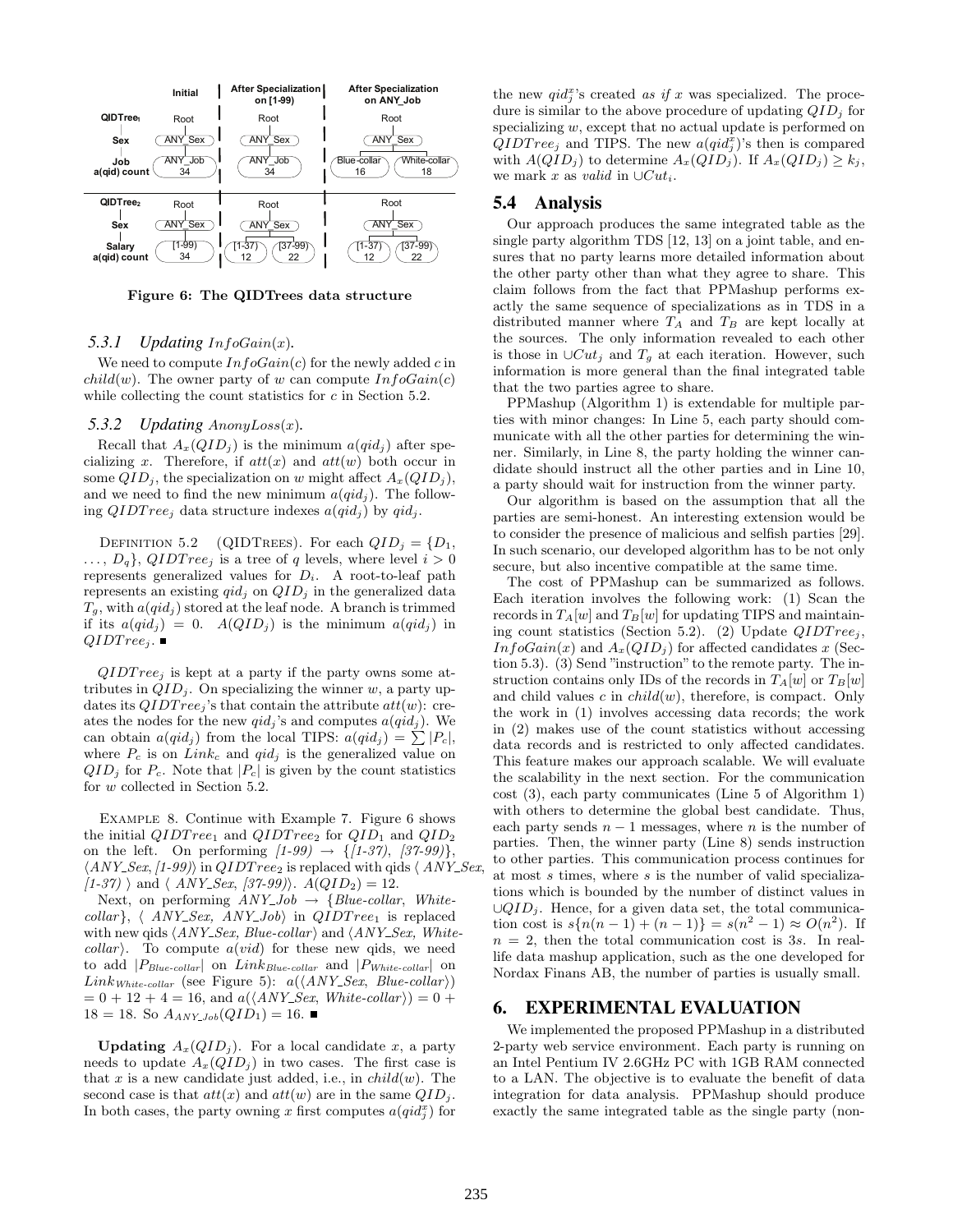Figure 6: The QIDTrees data structure

#### 5.3.1 Updating $InfoGain(x)$.

We need to compute $InfoGain(c)$ for the newly added $c$ in $child(w)$. The owner party of $w$ can compute $InfoGain(c)$ while collecting the count statistics for $c$ in Section 5.2.

#### 5.3.2 Updating $AnonyLoss(x)$.

Recall that $A_x(QID_j)$ is the minimum $a(qid_j)$ after specializing $x$. Therefore, if $att(x)$ and $att(w)$ both occur in some $QID_j$, the specialization on $w$ might affect $A_x(QID_j)$, and we need to find the new minimum $a(qid_j)$. The following $QIDTree_j$ data structure indexes $a(qid_j)$ by $qid_j$.

Definition 5.2 (QIDTrees). For each $QID_j = \{D_1, \ldots, D_q\}$, $QIDTree_j$ is a tree of $q$ levels, where level $i > 0$ represents generalized values for $D_i$. A root-to-leaf path represents an existing $qid_j$ on $QID_j$ in the generalized data $T_g$, with $a(qid_j)$ stored at the leaf node. A branch is trimmed if its $a(qid_j) = 0$. $A(QID_j)$ is the minimum $a(qid_j)$ in $QIDTree_j$. ■

$QIDTree_j$ is kept at a party if the party owns some attributes in $QID_j$. On specializing the winner $w$, a party updates its $QIDTree_j$'s that contain the attribute $att(w)$: creates the nodes for the new $qid_j$'s and computes $a(qid_j)$. We can obtain $a(qid_j)$ from the local TIPS: $a(qid_j) = \sum |P_c|$, where $P_c$ is on $Link_c$ and $qid_j$ is the generalized value on $QID_j$ for $P_c$. Note that $|P_c|$ is given by the count statistics for $w$ collected in Section 5.2.

Example 8. Continue with Example 7. Figure 6 shows the initial $QIDTree_1$ and $QIDTree_2$ for $QID_1$ and $QID_2$ on the left. On performing *[1-99)* $\rightarrow$ {*[1-37)*, *[37-99)*}, ⟨*ANY_Sex*, *[1-99)*⟩ in $QIDTree_2$ is replaced with qids ⟨ *ANY_Sex*, *[1-37)* ⟩ and ⟨ *ANY_Sex*, *[37-99)*⟩. $A(QID_2) = 12$.

Next, on performing *ANY_Job* $\rightarrow$ {*Blue-collar*, *White-collar*}, ⟨ *ANY_Sex*, *ANY_Job*⟩ in $QIDTree_1$ is replaced with new qids ⟨*ANY_Sex*, *Blue-collar*⟩ and ⟨*ANY_Sex*, *White-collar*⟩. To compute $a(vid)$ for these new qids, we need to add $|P_{Blue\text{-}collar}|$ on $Link_{Blue\text{-}collar}$ and $|P_{White\text{-}collar}|$ on $Link_{White\text{-}collar}$ (see Figure 5): $a(\langle ANY\_Sex, Blue\text{-}collar\rangle) = 0 + 12 + 4 = 16$, and $a(\langle ANY\_Sex, White\text{-}collar\rangle) = 0 + 18 = 18$. So $A_{ANY\_Job}(QID_1) = 16$. ■

**Updating** $A_x(QID_j)$. For a local candidate $x$, a party needs to update $A_x(QID_j)$ in two cases. The first case is that $x$ is a new candidate just added, i.e., in $child(w)$. The second case is that $att(x)$ and $att(w)$ are in the same $QID_j$. In both cases, the party owning $x$ first computes $a(qid_j^x)$ for the new $qid_j^x$'s created *as if* $x$ was specialized. The procedure is similar to the above procedure of updating $QID_j$ for specializing $w$, except that no actual update is performed on $QIDTree_j$ and TIPS. The new $a(qid_j^x)$'s then is compared with $A(QID_j)$ to determine $A_x(QID_j)$. If $A_x(QID_j) \geq k_j$, we mark $x$ as *valid* in $\cup Cut_i$.

## 5.4 Analysis

Our approach produces the same integrated table as the single party algorithm TDS [12, 13] on a joint table, and ensures that no party learns more detailed information about the other party other than what they agree to share. This claim follows from the fact that PPMashup performs exactly the same sequence of specializations as in TDS in a distributed manner where $T_A$ and $T_B$ are kept locally at the sources. The only information revealed to each other is those in $\cup Cut_j$ and $T_g$ at each iteration. However, such information is more general than the final integrated table that the two parties agree to share.

PPMashup (Algorithm 1) is extendable for multiple parties with minor changes: In Line 5, each party should communicate with all the other parties for determining the winner. Similarly, in Line 8, the party holding the winner candidate should instruct all the other parties and in Line 10, a party should wait for instruction from the winner party.

Our algorithm is based on the assumption that all the parties are semi-honest. An interesting extension would be to consider the presence of malicious and selfish parties [29]. In such scenario, our developed algorithm has to be not only secure, but also incentive compatible at the same time.

The cost of PPMashup can be summarized as follows. Each iteration involves the following work: (1) Scan the records in $T_A[w]$ and $T_B[w]$ for updating TIPS and maintaining count statistics (Section 5.2). (2) Update $QIDTree_j$, $InfoGain(x)$ and $A_x(QID_j)$ for affected candidates $x$ (Section 5.3). (3) Send "instruction" to the remote party. The instruction contains only IDs of the records in $T_A[w]$ or $T_B[w]$ and child values $c$ in $child(w)$, therefore, is compact. Only the work in (1) involves accessing data records; the work in (2) makes use of the count statistics without accessing data records and is restricted to only affected candidates. This feature makes our approach scalable. We will evaluate the scalability in the next section. For the communication cost (3), each party communicates (Line 5 of Algorithm 1) with others to determine the global best candidate. Thus, each party sends $n-1$ messages, where $n$ is the number of parties. Then, the winner party (Line 8) sends instruction to other parties. This communication process continues for at most $s$ times, where $s$ is the number of valid specializations which is bounded by the number of distinct values in $\cup QID_j$. Hence, for a given data set, the total communication cost is $s\{n(n-1) + (n-1)\} = s(n^2-1) \approx O(n^2)$. If $n = 2$, then the total communication cost is $3s$. In real-life data mashup application, such as the one developed for Nordax Finans AB, the number of parties is usually small.

# 6. EXPERIMENTAL EVALUATION

We implemented the proposed PPMashup in a distributed 2-party web service environment. Each party is running on an Intel Pentium IV 2.6GHz PC with 1GB RAM connected to a LAN. The objective is to evaluate the benefit of data integration for data analysis. PPMashup should produce exactly the same integrated table as the single party (non-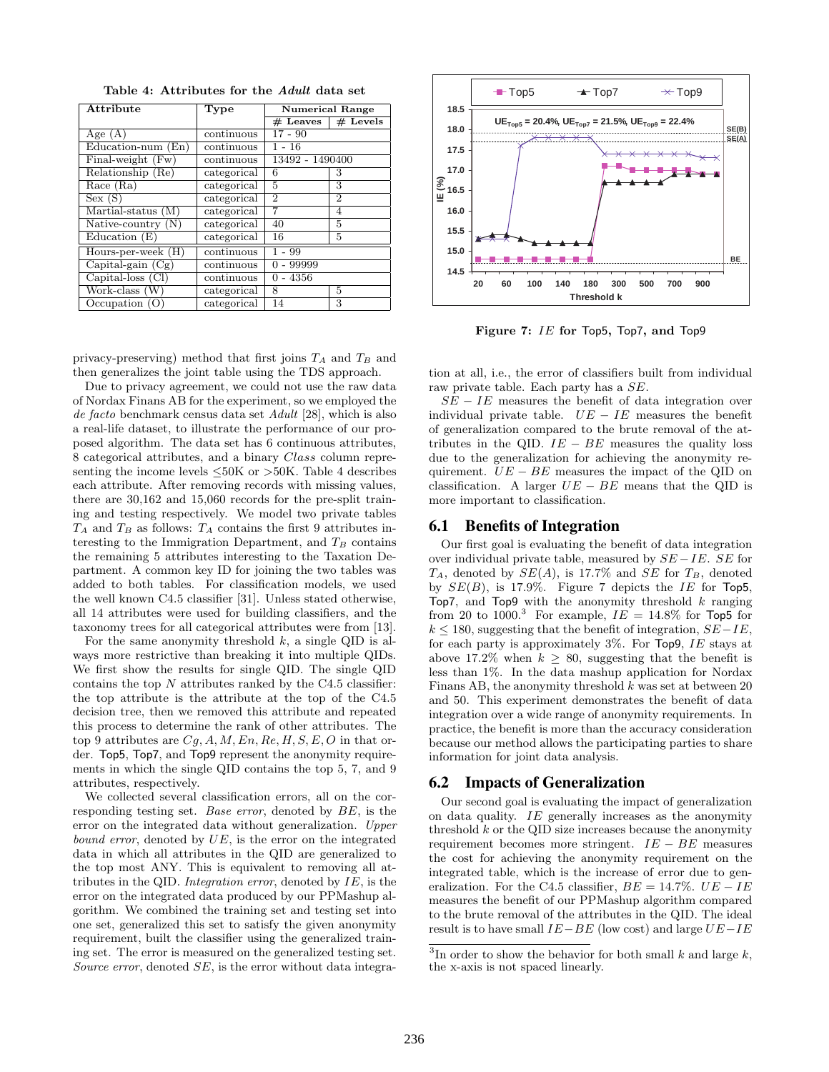**Table 4: Attributes for the *Adult* data set**

| Attribute | Type | Numerical Range | |
|---|---|---|---|
| | | # Leaves | # Levels |
| Age (A) | continuous | 17 - 90 | |
| Education-num (En) | continuous | 1 - 16 | |
| Final-weight (Fw) | continuous | 13492 - 1490400 | |
| Relationship (Re) | categorical | 6 | 3 |
| Race (Ra) | categorical | 5 | 3 |
| Sex (S) | categorical | 2 | 2 |
| Martial-status (M) | categorical | 7 | 4 |
| Native-country (N) | categorical | 40 | 5 |
| Education (E) | categorical | 16 | 5 |
| Hours-per-week (H) | continuous | 1 - 99 | |
| Capital-gain (Cg) | continuous | 0 - 99999 | |
| Capital-loss (Cl) | continuous | 0 - 4356 | |
| Work-class (W) | categorical | 8 | 5 |
| Occupation (O) | categorical | 14 | 3 |

privacy-preserving) method that first joins $T_A$ and $T_B$ and then generalizes the joint table using the TDS approach.

Due to privacy agreement, we could not use the raw data of Nordax Finans AB for the experiment, so we employed the *de facto* benchmark census data set *Adult* [28], which is also a real-life dataset, to illustrate the performance of our proposed algorithm. The data set has 6 continuous attributes, 8 categorical attributes, and a binary *Class* column representing the income levels ≤50K or >50K. Table 4 describes each attribute. After removing records with missing values, there are 30,162 and 15,060 records for the pre-split training and testing respectively. We model two private tables $T_A$ and $T_B$ as follows: $T_A$ contains the first 9 attributes interesting to the Immigration Department, and $T_B$ contains the remaining 5 attributes interesting to the Taxation Department. A common key ID for joining the two tables was added to both tables. For classification models, we used the well known C4.5 classifier [31]. Unless stated otherwise, all 14 attributes were used for building classifiers, and the taxonomy trees for all categorical attributes were from [13].

For the same anonymity threshold $k$, a single QID is always more restrictive than breaking it into multiple QIDs. We first show the results for single QID. The single QID contains the top $N$ attributes ranked by the C4.5 classifier: the top attribute is the attribute at the top of the C4.5 decision tree, then we removed this attribute and repeated this process to determine the rank of other attributes. The top 9 attributes are $Cg, A, M, En, Re, H, S, E, O$ in that order. Top5, Top7, and Top9 represent the anonymity requirements in which the single QID contains the top 5, 7, and 9 attributes, respectively.

We collected several classification errors, all on the corresponding testing set. *Base error*, denoted by $BE$, is the error on the integrated data without generalization. *Upper bound error*, denoted by $UE$, is the error on the integrated data in which all attributes in the QID are generalized to the top most ANY. This is equivalent to removing all attributes in the QID. *Integration error*, denoted by $IE$, is the error on the integrated data produced by our PPMashup algorithm. We combined the training set and testing set into one set, generalized this set to satisfy the given anonymity requirement, built the classifier using the generalized training set. The error is measured on the generalized testing set. *Source error*, denoted $SE$, is the error without data integration at all, i.e., the error of classifiers built from individual raw private table. Each party has a $SE$.

$SE - IE$ measures the benefit of data integration over individual private table. $UE - IE$ measures the benefit of generalization compared to the brute removal of the attributes in the QID. $IE - BE$ measures the quality loss due to the generalization for achieving the anonymity requirement. $UE - BE$ measures the impact of the QID on classification. A larger $UE - BE$ means that the QID is more important to classification.

**Figure 7: $IE$ for Top5, Top7, and Top9**

## 6.1 Benefits of Integration

Our first goal is evaluating the benefit of data integration over individual private table, measured by $SE - IE$. $SE$ for $T_A$, denoted by $SE(A)$, is 17.7% and $SE$ for $T_B$, denoted by $SE(B)$, is 17.9%. Figure 7 depicts the $IE$ for Top5, Top7, and Top9 with the anonymity threshold $k$ ranging from 20 to 1000.[3] For example, $IE = 14.8\%$ for Top5 for $k \leq 180$, suggesting that the benefit of integration, $SE - IE$, for each party is approximately 3%. For Top9, $IE$ stays at above 17.2% when $k \geq 80$, suggesting that the benefit is less than 1%. In the data mashup application for Nordax Finans AB, the anonymity threshold $k$ was set at between 20 and 50. This experiment demonstrates the benefit of data integration over a wide range of anonymity requirements. In practice, the benefit is more than the accuracy consideration because our method allows the participating parties to share information for joint data analysis.

## 6.2 Impacts of Generalization

Our second goal is evaluating the impact of generalization on data quality. $IE$ generally increases as the anonymity threshold $k$ or the QID size increases because the anonymity requirement becomes more stringent. $IE - BE$ measures the cost for achieving the anonymity requirement on the integrated table, which is the increase of error due to generalization. For the C4.5 classifier, $BE = 14.7\%$. $UE - IE$ measures the benefit of our PPMashup algorithm compared to the brute removal of the attributes in the QID. The ideal result is to have small $IE - BE$ (low cost) and large $UE - IE$

[3] In order to show the behavior for both small $k$ and large $k$, the x-axis is not spaced linearly.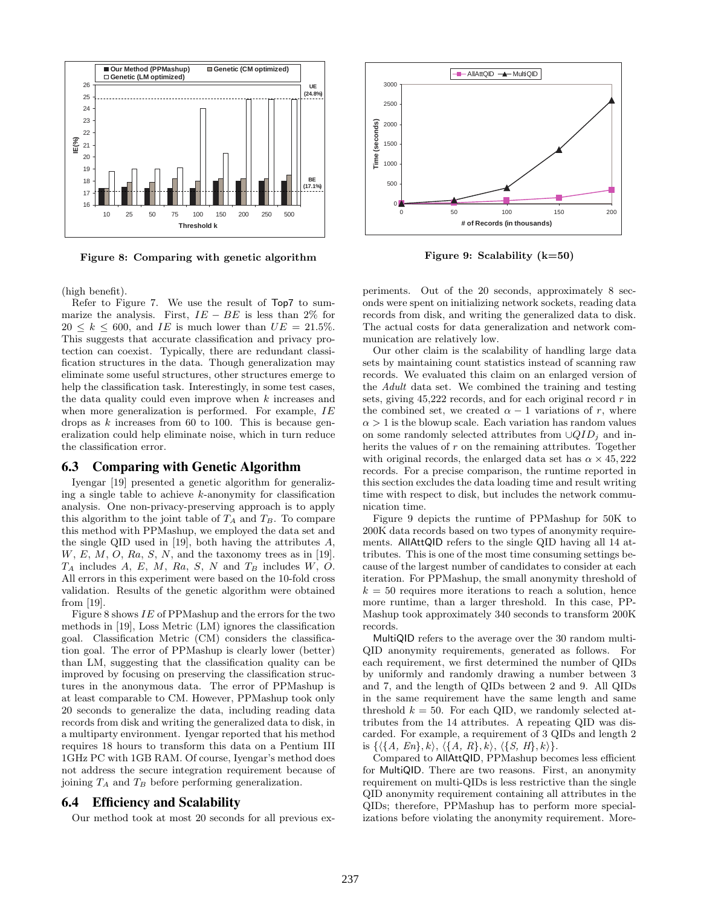Figure 8: Comparing with genetic algorithm

Figure 9: Scalability (k=50)

(high benefit).

Refer to Figure 7. We use the result of Top7 to summarize the analysis. First, $IE - BE$ is less than 2% for $20 \leq k \leq 600$, and $IE$ is much lower than $UE = 21.5\%$. This suggests that accurate classification and privacy protection can coexist. Typically, there are redundant classification structures in the data. Though generalization may eliminate some useful structures, other structures emerge to help the classification task. Interestingly, in some test cases, the data quality could even improve when $k$ increases and when more generalization is performed. For example, $IE$ drops as $k$ increases from 60 to 100. This is because generalization could help eliminate noise, which in turn reduce the classification error.

## 6.3 Comparing with Genetic Algorithm

Iyengar [19] presented a genetic algorithm for generalizing a single table to achieve $k$-anonymity for classification analysis. One non-privacy-preserving approach is to apply this algorithm to the joint table of $T_A$ and $T_B$. To compare this method with PPMashup, we employed the data set and the single QID used in [19], both having the attributes $A$, $W$, $E$, $M$, $O$, $Ra$, $S$, $N$, and the taxonomy trees as in [19]. $T_A$ includes $A$, $E$, $M$, $Ra$, $S$, $N$ and $T_B$ includes $W$, $O$. All errors in this experiment were based on the 10-fold cross validation. Results of the genetic algorithm were obtained from [19].

Figure 8 shows $IE$ of PPMashup and the errors for the two methods in [19], Loss Metric (LM) ignores the classification goal. Classification Metric (CM) considers the classification goal. The error of PPMashup is clearly lower (better) than LM, suggesting that the classification quality can be improved by focusing on preserving the classification structures in the anonymous data. The error of PPMashup is at least comparable to CM. However, PPMashup took only 20 seconds to generalize the data, including reading data records from disk and writing the generalized data to disk, in a multiparty environment. Iyengar reported that his method requires 18 hours to transform this data on a Pentium III 1GHz PC with 1GB RAM. Of course, Iyengar's method does not address the secure integration requirement because of joining $T_A$ and $T_B$ before performing generalization.

## 6.4 Efficiency and Scalability

Our method took at most 20 seconds for all previous experiments. Out of the 20 seconds, approximately 8 seconds were spent on initializing network sockets, reading data records from disk, and writing the generalized data to disk. The actual costs for data generalization and network communication are relatively low.

Our other claim is the scalability of handling large data sets by maintaining count statistics instead of scanning raw records. We evaluated this claim on an enlarged version of the *Adult* data set. We combined the training and testing sets, giving 45,222 records, and for each original record $r$ in the combined set, we created $\alpha - 1$ variations of $r$, where $\alpha > 1$ is the blowup scale. Each variation has random values on some randomly selected attributes from $\cup QID_j$ and inherits the values of $r$ on the remaining attributes. Together with original records, the enlarged data set has $\alpha \times 45,222$ records. For a precise comparison, the runtime reported in this section excludes the data loading time and result writing time with respect to disk, but includes the network communication time.

Figure 9 depicts the runtime of PPMashup for 50K to 200K data records based on two types of anonymity requirements. AllAttQID refers to the single QID having all 14 attributes. This is one of the most time consuming settings because of the largest number of candidates to consider at each iteration. For PPMashup, the small anonymity threshold of $k = 50$ requires more iterations to reach a solution, hence more runtime, than a larger threshold. In this case, PPMashup took approximately 340 seconds to transform 200K records.

MultiQID refers to the average over the 30 random multi-QID anonymity requirements, generated as follows. For each requirement, we first determined the number of QIDs by uniformly and randomly drawing a number between 3 and 7, and the length of QIDs between 2 and 9. All QIDs in the same requirement have the same length and same threshold $k = 50$. For each QID, we randomly selected attributes from the 14 attributes. A repeating QID was discarded. For example, a requirement of 3 QIDs and length 2 is $\{\langle\{A,\ En\}, k\rangle,\ \langle\{A,\ R\}, k\rangle,\ \langle\{S,\ H\}, k\rangle\}$.

Compared to AllAttQID, PPMashup becomes less efficient for MultiQID. There are two reasons. First, an anonymity requirement on multi-QIDs is less restrictive than the single QID anonymity requirement containing all attributes in the QIDs; therefore, PPMashup has to perform more specializations before violating the anonymity requirement. More-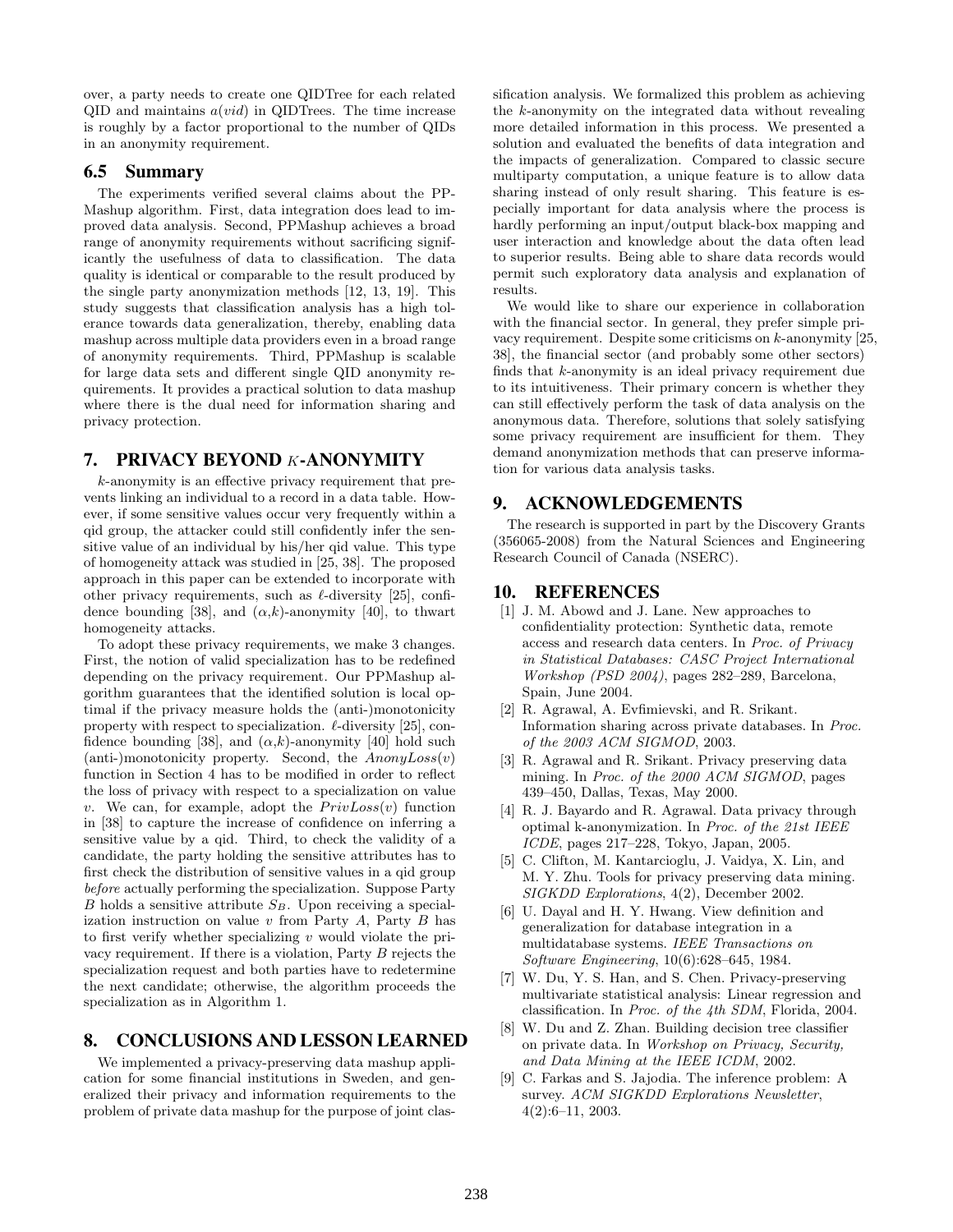over, a party needs to create one QIDTree for each related QID and maintains $a(vid)$ in QIDTrees. The time increase is roughly by a factor proportional to the number of QIDs in an anonymity requirement.

### 6.5 Summary

The experiments verified several claims about the PPMashup algorithm. First, data integration does lead to improved data analysis. Second, PPMashup achieves a broad range of anonymity requirements without sacrificing significantly the usefulness of data to classification. The data quality is identical or comparable to the result produced by the single party anonymization methods [12, 13, 19]. This study suggests that classification analysis has a high tolerance towards data generalization, thereby, enabling data mashup across multiple data providers even in a broad range of anonymity requirements. Third, PPMashup is scalable for large data sets and different single QID anonymity requirements. It provides a practical solution to data mashup where there is the dual need for information sharing and privacy protection.

## 7. PRIVACY BEYOND $K$-ANONYMITY

$k$-anonymity is an effective privacy requirement that prevents linking an individual to a record in a data table. However, if some sensitive values occur very frequently within a qid group, the attacker could still confidently infer the sensitive value of an individual by his/her qid value. This type of homogeneity attack was studied in [25, 38]. The proposed approach in this paper can be extended to incorporate with other privacy requirements, such as $\ell$-diversity [25], confidence bounding [38], and $(\alpha,k)$-anonymity [40], to thwart homogeneity attacks.

To adopt these privacy requirements, we make 3 changes. First, the notion of valid specialization has to be redefined depending on the privacy requirement. Our PPMashup algorithm guarantees that the identified solution is local optimal if the privacy measure holds the (anti-)monotonicity property with respect to specialization. $\ell$-diversity [25], confidence bounding [38], and $(\alpha,k)$-anonymity [40] hold such (anti-)monotonicity property. Second, the $AnonyLoss(v)$ function in Section 4 has to be modified in order to reflect the loss of privacy with respect to a specialization on value $v$. We can, for example, adopt the $PrivLoss(v)$ function in [38] to capture the increase of confidence on inferring a sensitive value by a qid. Third, to check the validity of a candidate, the party holding the sensitive attributes has to first check the distribution of sensitive values in a qid group *before* actually performing the specialization. Suppose Party $B$ holds a sensitive attribute $S_B$. Upon receiving a specialization instruction on value $v$ from Party $A$, Party $B$ has to first verify whether specializing $v$ would violate the privacy requirement. If there is a violation, Party $B$ rejects the specialization request and both parties have to redetermine the next candidate; otherwise, the algorithm proceeds the specialization as in Algorithm 1.

## 8. CONCLUSIONS AND LESSON LEARNED

We implemented a privacy-preserving data mashup application for some financial institutions in Sweden, and generalized their privacy and information requirements to the problem of private data mashup for the purpose of joint classification analysis. We formalized this problem as achieving the $k$-anonymity on the integrated data without revealing more detailed information in this process. We presented a solution and evaluated the benefits of data integration and the impacts of generalization. Compared to classic secure multiparty computation, a unique feature is to allow data sharing instead of only result sharing. This feature is especially important for data analysis where the process is hardly performing an input/output black-box mapping and user interaction and knowledge about the data often lead to superior results. Being able to share data records would permit such exploratory data analysis and explanation of results.

We would like to share our experience in collaboration with the financial sector. In general, they prefer simple privacy requirement. Despite some criticisms on $k$-anonymity [25, 38], the financial sector (and probably some other sectors) finds that $k$-anonymity is an ideal privacy requirement due to its intuitiveness. Their primary concern is whether they can still effectively perform the task of data analysis on the anonymous data. Therefore, solutions that solely satisfying some privacy requirement are insufficient for them. They demand anonymization methods that can preserve information for various data analysis tasks.

## 9. ACKNOWLEDGEMENTS

The research is supported in part by the Discovery Grants (356065-2008) from the Natural Sciences and Engineering Research Council of Canada (NSERC).

## 10. REFERENCES

[1] J. M. Abowd and J. Lane. New approaches to confidentiality protection: Synthetic data, remote access and research data centers. In *Proc. of Privacy in Statistical Databases: CASC Project International Workshop (PSD 2004)*, pages 282–289, Barcelona, Spain, June 2004.

[2] R. Agrawal, A. Evfimievski, and R. Srikant. Information sharing across private databases. In *Proc. of the 2003 ACM SIGMOD*, 2003.

[3] R. Agrawal and R. Srikant. Privacy preserving data mining. In *Proc. of the 2000 ACM SIGMOD*, pages 439–450, Dallas, Texas, May 2000.

[4] R. J. Bayardo and R. Agrawal. Data privacy through optimal k-anonymization. In *Proc. of the 21st IEEE ICDE*, pages 217–228, Tokyo, Japan, 2005.

[5] C. Clifton, M. Kantarcioglu, J. Vaidya, X. Lin, and M. Y. Zhu. Tools for privacy preserving data mining. *SIGKDD Explorations*, 4(2), December 2002.

[6] U. Dayal and H. Y. Hwang. View definition and generalization for database integration in a multidatabase systems. *IEEE Transactions on Software Engineering*, 10(6):628–645, 1984.

[7] W. Du, Y. S. Han, and S. Chen. Privacy-preserving multivariate statistical analysis: Linear regression and classification. In *Proc. of the 4th SDM*, Florida, 2004.

[8] W. Du and Z. Zhan. Building decision tree classifier on private data. In *Workshop on Privacy, Security, and Data Mining at the IEEE ICDM*, 2002.

[9] C. Farkas and S. Jajodia. The inference problem: A survey. *ACM SIGKDD Explorations Newsletter*, 4(2):6–11, 2003.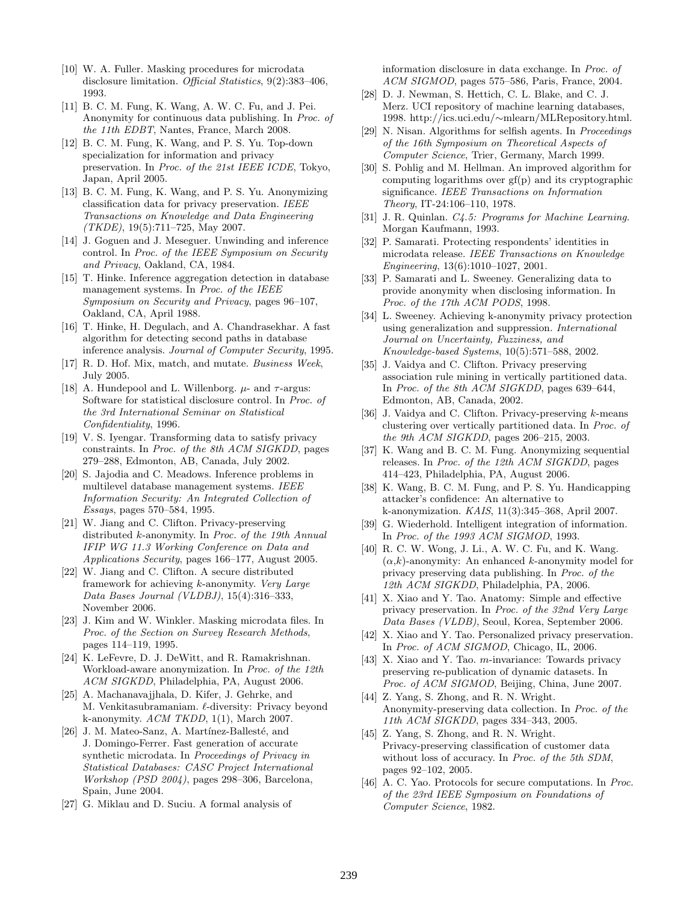[10] W. A. Fuller. Masking procedures for microdata disclosure limitation. *Official Statistics*, 9(2):383–406, 1993.

[11] B. C. M. Fung, K. Wang, A. W. C. Fu, and J. Pei. Anonymity for continuous data publishing. In *Proc. of the 11th EDBT*, Nantes, France, March 2008.

[12] B. C. M. Fung, K. Wang, and P. S. Yu. Top-down specialization for information and privacy preservation. In *Proc. of the 21st IEEE ICDE*, Tokyo, Japan, April 2005.

[13] B. C. M. Fung, K. Wang, and P. S. Yu. Anonymizing classification data for privacy preservation. *IEEE Transactions on Knowledge and Data Engineering (TKDE)*, 19(5):711–725, May 2007.

[14] J. Goguen and J. Meseguer. Unwinding and inference control. In *Proc. of the IEEE Symposium on Security and Privacy*, Oakland, CA, 1984.

[15] T. Hinke. Inference aggregation detection in database management systems. In *Proc. of the IEEE Symposium on Security and Privacy*, pages 96–107, Oakland, CA, April 1988.

[16] T. Hinke, H. Degulach, and A. Chandrasekhar. A fast algorithm for detecting second paths in database inference analysis. *Journal of Computer Security*, 1995.

[17] R. D. Hof. Mix, match, and mutate. *Business Week*, July 2005.

[18] A. Hundepool and L. Willenborg. $\mu$- and $\tau$-argus: Software for statistical disclosure control. In *Proc. of the 3rd International Seminar on Statistical Confidentiality*, 1996.

[19] V. S. Iyengar. Transforming data to satisfy privacy constraints. In *Proc. of the 8th ACM SIGKDD*, pages 279–288, Edmonton, AB, Canada, July 2002.

[20] S. Jajodia and C. Meadows. Inference problems in multilevel database management systems. *IEEE Information Security: An Integrated Collection of Essays*, pages 570–584, 1995.

[21] W. Jiang and C. Clifton. Privacy-preserving distributed $k$-anonymity. In *Proc. of the 19th Annual IFIP WG 11.3 Working Conference on Data and Applications Security*, pages 166–177, August 2005.

[22] W. Jiang and C. Clifton. A secure distributed framework for achieving $k$-anonymity. *Very Large Data Bases Journal (VLDBJ)*, 15(4):316–333, November 2006.

[23] J. Kim and W. Winkler. Masking microdata files. In *Proc. of the Section on Survey Research Methods*, pages 114–119, 1995.

[24] K. LeFevre, D. J. DeWitt, and R. Ramakrishnan. Workload-aware anonymization. In *Proc. of the 12th ACM SIGKDD*, Philadelphia, PA, August 2006.

[25] A. Machanavajjhala, D. Kifer, J. Gehrke, and M. Venkitasubramaniam. $\ell$-diversity: Privacy beyond k-anonymity. *ACM TKDD*, 1(1), March 2007.

[26] J. M. Mateo-Sanz, A. Martínez-Ballesté, and J. Domingo-Ferrer. Fast generation of accurate synthetic microdata. In *Proceedings of Privacy in Statistical Databases: CASC Project International Workshop (PSD 2004)*, pages 298–306, Barcelona, Spain, June 2004.

[27] G. Miklau and D. Suciu. A formal analysis of information disclosure in data exchange. In *Proc. of ACM SIGMOD*, pages 575–586, Paris, France, 2004.

[28] D. J. Newman, S. Hettich, C. L. Blake, and C. J. Merz. UCI repository of machine learning databases, 1998. http://ics.uci.edu/∼mlearn/MLRepository.html.

[29] N. Nisan. Algorithms for selfish agents. In *Proceedings of the 16th Symposium on Theoretical Aspects of Computer Science*, Trier, Germany, March 1999.

[30] S. Pohlig and M. Hellman. An improved algorithm for computing logarithms over gf(p) and its cryptographic significance. *IEEE Transactions on Information Theory*, IT-24:106–110, 1978.

[31] J. R. Quinlan. *C4.5: Programs for Machine Learning*. Morgan Kaufmann, 1993.

[32] P. Samarati. Protecting respondents' identities in microdata release. *IEEE Transactions on Knowledge Engineering*, 13(6):1010–1027, 2001.

[33] P. Samarati and L. Sweeney. Generalizing data to provide anonymity when disclosing information. In *Proc. of the 17th ACM PODS*, 1998.

[34] L. Sweeney. Achieving k-anonymity privacy protection using generalization and suppression. *International Journal on Uncertainty, Fuzziness, and Knowledge-based Systems*, 10(5):571–588, 2002.

[35] J. Vaidya and C. Clifton. Privacy preserving association rule mining in vertically partitioned data. In *Proc. of the 8th ACM SIGKDD*, pages 639–644, Edmonton, AB, Canada, 2002.

[36] J. Vaidya and C. Clifton. Privacy-preserving $k$-means clustering over vertically partitioned data. In *Proc. of the 9th ACM SIGKDD*, pages 206–215, 2003.

[37] K. Wang and B. C. M. Fung. Anonymizing sequential releases. In *Proc. of the 12th ACM SIGKDD*, pages 414–423, Philadelphia, PA, August 2006.

[38] K. Wang, B. C. M. Fung, and P. S. Yu. Handicapping attacker's confidence: An alternative to k-anonymization. *KAIS*, 11(3):345–368, April 2007.

[39] G. Wiederhold. Intelligent integration of information. In *Proc. of the 1993 ACM SIGMOD*, 1993.

[40] R. C. W. Wong, J. Li., A. W. C. Fu, and K. Wang. $(\alpha,k)$-anonymity: An enhanced $k$-anonymity model for privacy preserving data publishing. In *Proc. of the 12th ACM SIGKDD*, Philadelphia, PA, 2006.

[41] X. Xiao and Y. Tao. Anatomy: Simple and effective privacy preservation. In *Proc. of the 32nd Very Large Data Bases (VLDB)*, Seoul, Korea, September 2006.

[42] X. Xiao and Y. Tao. Personalized privacy preservation. In *Proc. of ACM SIGMOD*, Chicago, IL, 2006.

[43] X. Xiao and Y. Tao. $m$-invariance: Towards privacy preserving re-publication of dynamic datasets. In *Proc. of ACM SIGMOD*, Beijing, China, June 2007.

[44] Z. Yang, S. Zhong, and R. N. Wright. Anonymity-preserving data collection. In *Proc. of the 11th ACM SIGKDD*, pages 334–343, 2005.

[45] Z. Yang, S. Zhong, and R. N. Wright. Privacy-preserving classification of customer data without loss of accuracy. In *Proc. of the 5th SDM*, pages 92–102, 2005.

[46] A. C. Yao. Protocols for secure computations. In *Proc. of the 23rd IEEE Symposium on Foundations of Computer Science*, 1982.